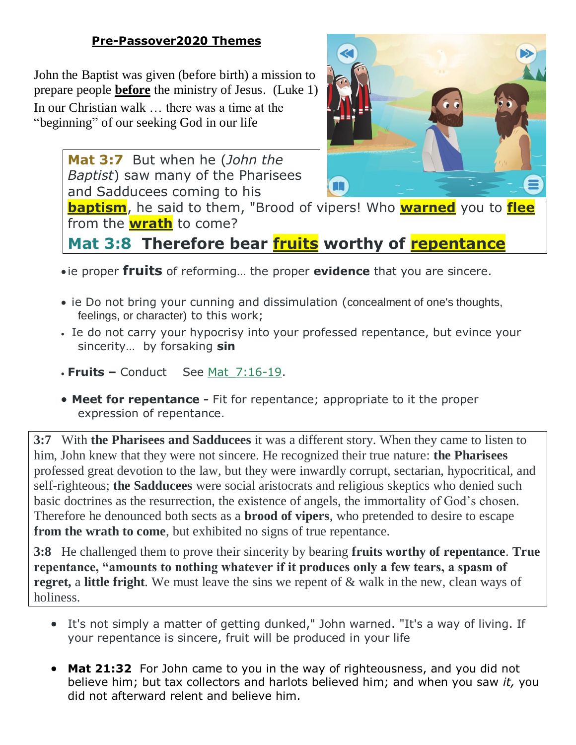## Pre-Passover2020 Themes

John the Baptist was given (before birth) a mission to prepare people **before** the ministry of Jesus. (Luke 1)
In our Christian walk … there was a time at the "beginning" of our seeking God in our life

**Mat 3:7** But when he (*John the Baptist*) saw many of the Pharisees and Sadducees coming to his **baptism**, he said to them, "Brood of vipers! Who **warned** you to **flee** from the **wrath** to come?

**Mat 3:8 Therefore bear fruits worthy of repentance**

- ie proper **fruits** of reforming… the proper **evidence** that you are sincere.
- ie Do not bring your cunning and dissimulation (concealment of one's thoughts, feelings, or character) to this work;
- Ie do not carry your hypocrisy into your professed repentance, but evince your sincerity… by forsaking **sin**
- **Fruits –** Conduct See Mat_7:16-19.
- **Meet for repentance -** Fit for repentance; appropriate to it the proper expression of repentance.

**3:7** With **the Pharisees and Sadducees** it was a different story. When they came to listen to him, John knew that they were not sincere. He recognized their true nature: **the Pharisees** professed great devotion to the law, but they were inwardly corrupt, sectarian, hypocritical, and self-righteous; **the Sadducees** were social aristocrats and religious skeptics who denied such basic doctrines as the resurrection, the existence of angels, the immortality of God's chosen. Therefore he denounced both sects as a **brood of vipers**, who pretended to desire to escape **from the wrath to come**, but exhibited no signs of true repentance.

**3:8** He challenged them to prove their sincerity by bearing **fruits worthy of repentance**. **True repentance, "amounts to nothing whatever if it produces only a few tears, a spasm of regret,** a **little fright**. We must leave the sins we repent of & walk in the new, clean ways of holiness.

- It's not simply a matter of getting dunked," John warned. "It's a way of living. If your repentance is sincere, fruit will be produced in your life
- **Mat 21:32** For John came to you in the way of righteousness, and you did not believe him; but tax collectors and harlots believed him; and when you saw *it,* you did not afterward relent and believe him.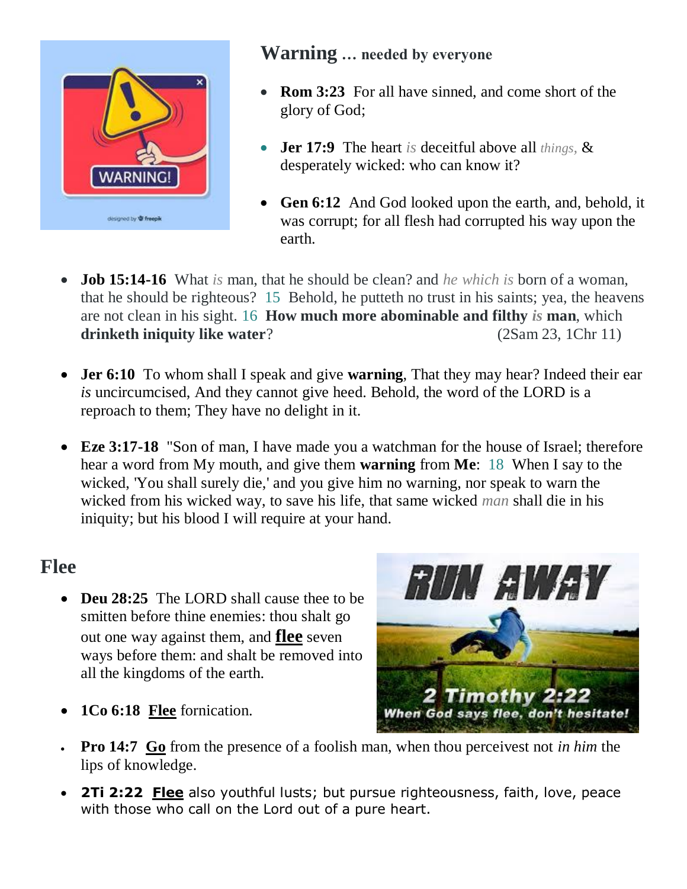## Warning … needed by everyone

- **Rom 3:23** For all have sinned, and come short of the glory of God;
- **Jer 17:9** The heart *is* deceitful above all *things,* & desperately wicked: who can know it?
- **Gen 6:12** And God looked upon the earth, and, behold, it was corrupt; for all flesh had corrupted his way upon the earth.
- **Job 15:14-16** What *is* man, that he should be clean? and *he which is* born of a woman, that he should be righteous? 15 Behold, he putteth no trust in his saints; yea, the heavens are not clean in his sight. 16 **How much more abominable and filthy *is* man**, which **drinketh iniquity like water**? (2Sam 23, 1Chr 11)
- **Jer 6:10** To whom shall I speak and give **warning**, That they may hear? Indeed their ear *is* uncircumcised, And they cannot give heed. Behold, the word of the LORD is a reproach to them; They have no delight in it.
- **Eze 3:17-18** "Son of man, I have made you a watchman for the house of Israel; therefore hear a word from My mouth, and give them **warning** from **Me**: 18 When I say to the wicked, 'You shall surely die,' and you give him no warning, nor speak to warn the wicked from his wicked way, to save his life, that same wicked *man* shall die in his iniquity; but his blood I will require at your hand.

## Flee

- **Deu 28:25** The LORD shall cause thee to be smitten before thine enemies: thou shalt go out one way against them, and **flee** seven ways before them: and shalt be removed into all the kingdoms of the earth.
- **1Co 6:18** **Flee** fornication.
- **Pro 14:7** **Go** from the presence of a foolish man, when thou perceivest not *in him* the lips of knowledge.
- **2Ti 2:22** **Flee** also youthful lusts; but pursue righteousness, faith, love, peace with those who call on the Lord out of a pure heart.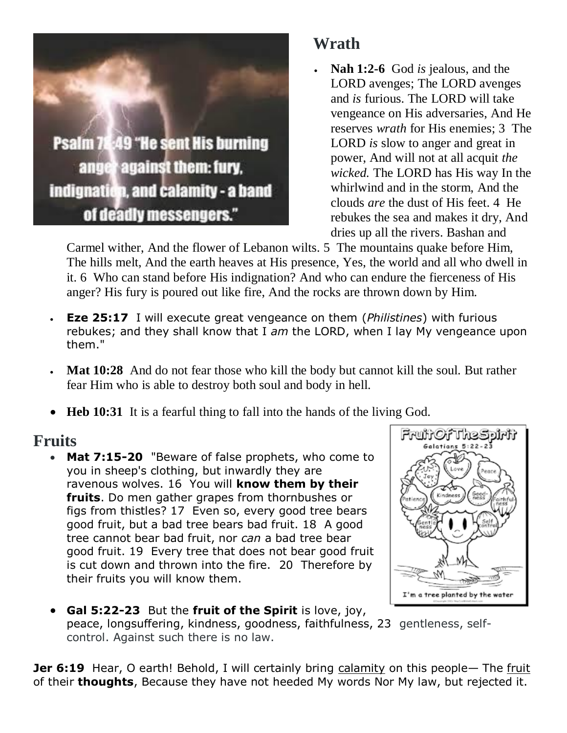## Wrath

- **Nah 1:2-6** God *is* jealous, and the LORD avenges; The LORD avenges and *is* furious. The LORD will take vengeance on His adversaries, And He reserves *wrath* for His enemies; 3 The LORD *is* slow to anger and great in power, And will not at all acquit *the wicked.* The LORD has His way In the whirlwind and in the storm, And the clouds *are* the dust of His feet. 4 He rebukes the sea and makes it dry, And dries up all the rivers. Bashan and Carmel wither, And the flower of Lebanon wilts. 5 The mountains quake before Him, The hills melt, And the earth heaves at His presence, Yes, the world and all who dwell in it. 6 Who can stand before His indignation? And who can endure the fierceness of His anger? His fury is poured out like fire, And the rocks are thrown down by Him.
- **Eze 25:17** I will execute great vengeance on them (*Philistines*) with furious rebukes; and they shall know that I *am* the LORD, when I lay My vengeance upon them."
- **Mat 10:28** And do not fear those who kill the body but cannot kill the soul. But rather fear Him who is able to destroy both soul and body in hell.
- **Heb 10:31** It is a fearful thing to fall into the hands of the living God.

## Fruits

- **Mat 7:15-20** "Beware of false prophets, who come to you in sheep's clothing, but inwardly they are ravenous wolves. 16 You will **know them by their fruits**. Do men gather grapes from thornbushes or figs from thistles? 17 Even so, every good tree bears good fruit, but a bad tree bears bad fruit. 18 A good tree cannot bear bad fruit, nor *can* a bad tree bear good fruit. 19 Every tree that does not bear good fruit is cut down and thrown into the fire. 20 Therefore by their fruits you will know them.
- **Gal 5:22-23** But the **fruit of the Spirit** is love, joy, peace, longsuffering, kindness, goodness, faithfulness, 23 gentleness, self-control. Against such there is no law.

**Jer 6:19** Hear, O earth! Behold, I will certainly bring calamity on this people— The fruit of their **thoughts**, Because they have not heeded My words Nor My law, but rejected it.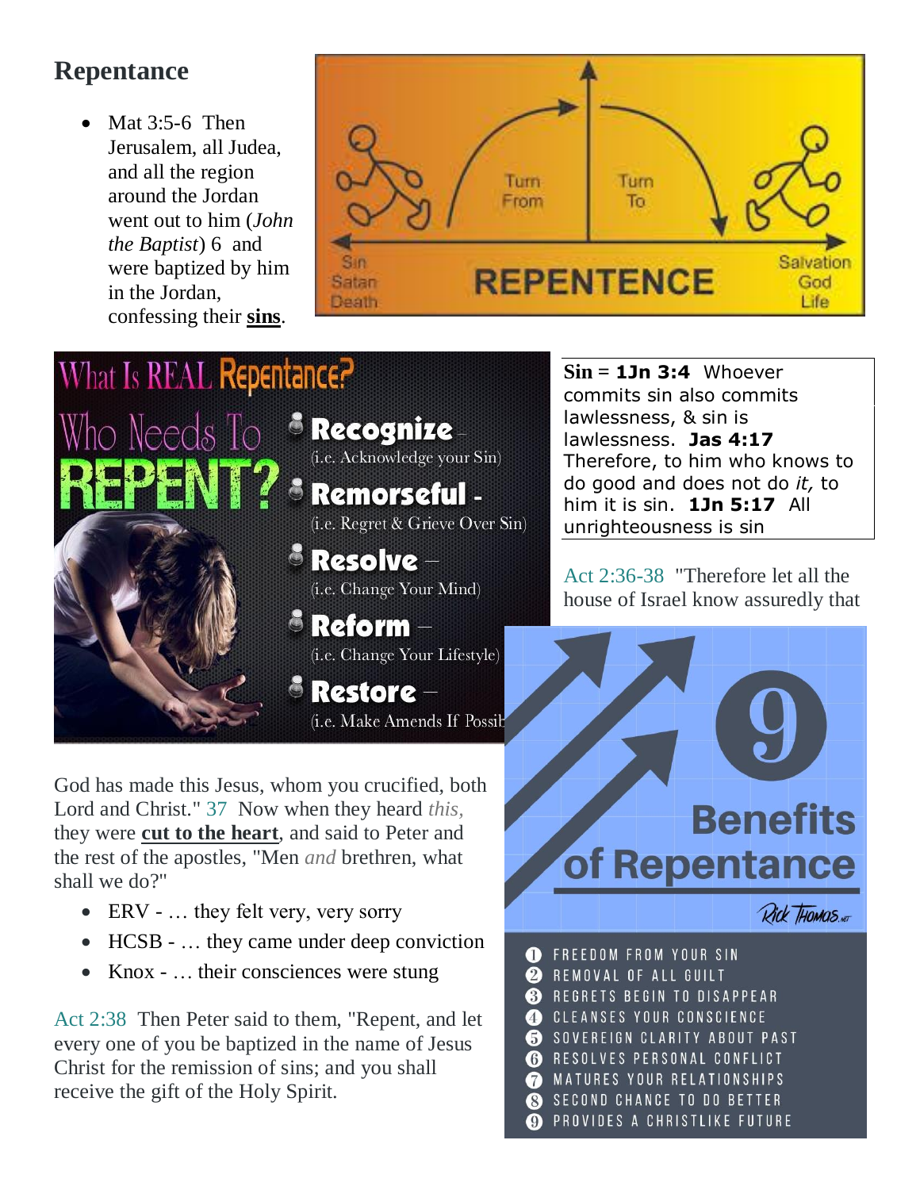## Repentance

- Mat 3:5-6 Then Jerusalem, all Judea, and all the region around the Jordan went out to him (*John the Baptist*) 6 and were baptized by him in the Jordan, confessing their **sins**.

**Sin** = **1Jn 3:4** Whoever commits sin also commits lawlessness, & sin is lawlessness. **Jas 4:17** Therefore, to him who knows to do good and does not do *it*, to him it is sin. **1Jn 5:17** All unrighteousness is sin

Act 2:36-38 "Therefore let all the house of Israel know assuredly that God has made this Jesus, whom you crucified, both Lord and Christ." 37 Now when they heard *this*, they were **cut to the heart**, and said to Peter and the rest of the apostles, "Men *and* brethren, what shall we do?"

- ERV - … they felt very, very sorry
- HCSB - … they came under deep conviction
- Knox - … their consciences were stung

Act 2:38 Then Peter said to them, "Repent, and let every one of you be baptized in the name of Jesus Christ for the remission of sins; and you shall receive the gift of the Holy Spirit.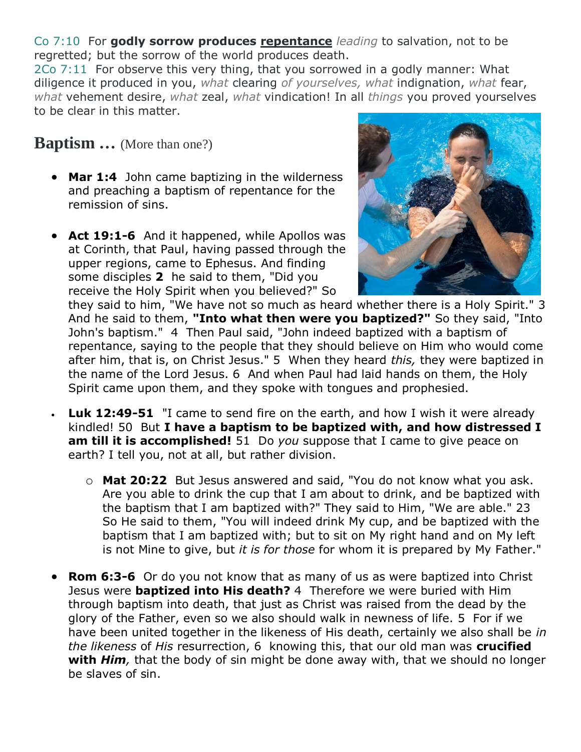Co 7:10 For **godly sorrow produces repentance** *leading* to salvation, not to be regretted; but the sorrow of the world produces death.
2Co 7:11 For observe this very thing, that you sorrowed in a godly manner: What diligence it produced in you, *what* clearing *of yourselves, what* indignation, *what* fear, *what* vehement desire, *what* zeal, *what* vindication! In all *things* you proved yourselves to be clear in this matter.

## Baptism … (More than one?)

- **Mar 1:4** John came baptizing in the wilderness and preaching a baptism of repentance for the remission of sins.

- **Act 19:1-6** And it happened, while Apollos was at Corinth, that Paul, having passed through the upper regions, came to Ephesus. And finding some disciples **2** he said to them, "Did you receive the Holy Spirit when you believed?" So they said to him, "We have not so much as heard whether there is a Holy Spirit." 3 And he said to them, **"Into what then were you baptized?"** So they said, "Into John's baptism." 4 Then Paul said, "John indeed baptized with a baptism of repentance, saying to the people that they should believe on Him who would come after him, that is, on Christ Jesus." 5 When they heard *this,* they were baptized in the name of the Lord Jesus. 6 And when Paul had laid hands on them, the Holy Spirit came upon them, and they spoke with tongues and prophesied.

- **Luk 12:49-51** "I came to send fire on the earth, and how I wish it were already kindled! 50 But **I have a baptism to be baptized with, and how distressed I am till it is accomplished!** 51 Do *you* suppose that I came to give peace on earth? I tell you, not at all, but rather division.

  - **Mat 20:22** But Jesus answered and said, "You do not know what you ask. Are you able to drink the cup that I am about to drink, and be baptized with the baptism that I am baptized with?" They said to Him, "We are able." 23 So He said to them, "You will indeed drink My cup, and be baptized with the baptism that I am baptized with; but to sit on My right hand and on My left is not Mine to give, but *it is for those* for whom it is prepared by My Father."

- **Rom 6:3-6** Or do you not know that as many of us as were baptized into Christ Jesus were **baptized into His death?** 4 Therefore we were buried with Him through baptism into death, that just as Christ was raised from the dead by the glory of the Father, even so we also should walk in newness of life. 5 For if we have been united together in the likeness of His death, certainly we also shall be *in the likeness* of *His* resurrection, 6 knowing this, that our old man was **crucified with *Him*,** that the body of sin might be done away with, that we should no longer be slaves of sin.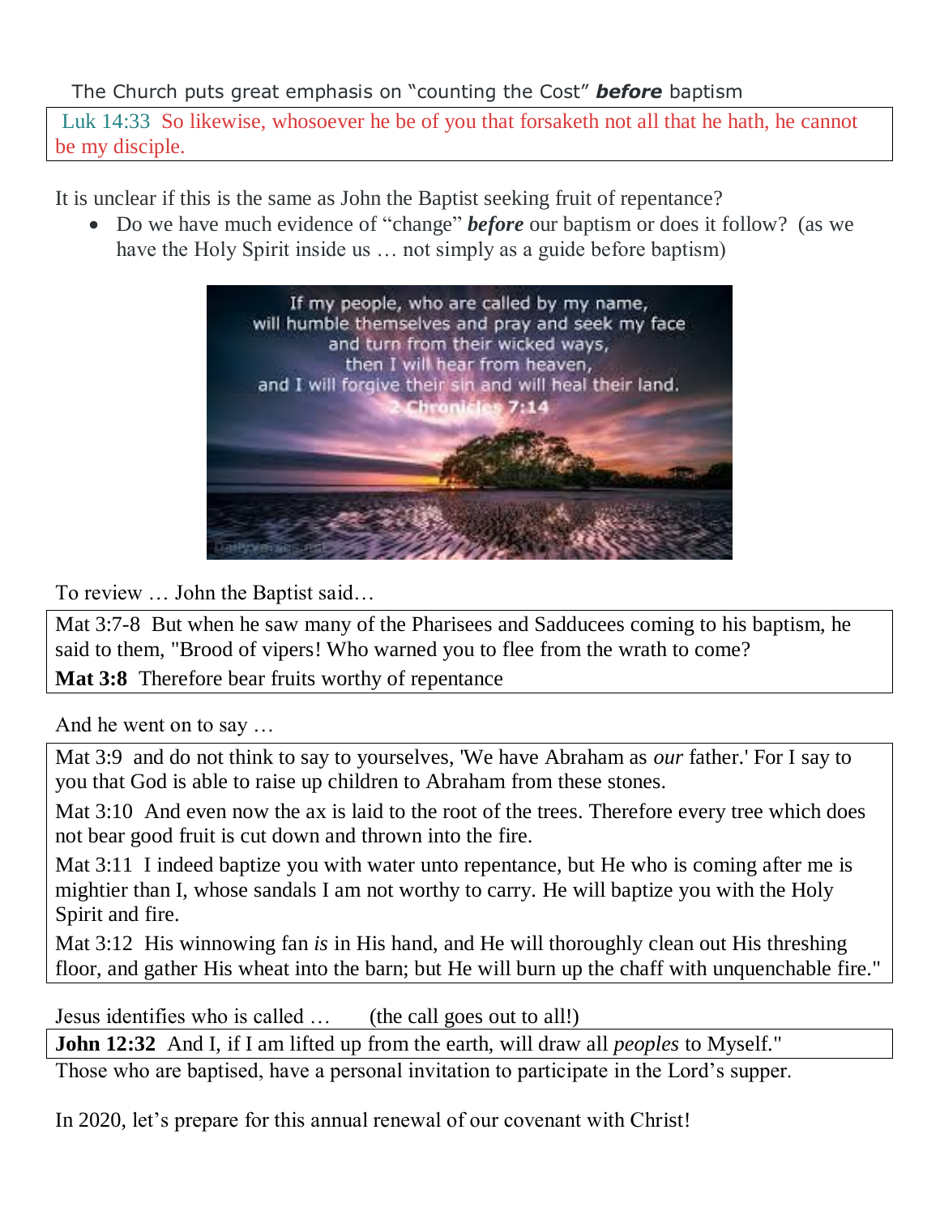The Church puts great emphasis on "counting the Cost" ***before*** baptism

| |
|---|
| Luk 14:33 So likewise, whosoever he be of you that forsaketh not all that he hath, he cannot be my disciple. |

It is unclear if this is the same as John the Baptist seeking fruit of repentance?

- Do we have much evidence of "change" ***before*** our baptism or does it follow? (as we have the Holy Spirit inside us … not simply as a guide before baptism)

To review … John the Baptist said…

| |
|---|
| Mat 3:7-8 But when he saw many of the Pharisees and Sadducees coming to his baptism, he said to them, "Brood of vipers! Who warned you to flee from the wrath to come? |
| **Mat 3:8** Therefore bear fruits worthy of repentance |

And he went on to say …

| |
|---|
| Mat 3:9 and do not think to say to yourselves, 'We have Abraham as *our* father.' For I say to you that God is able to raise up children to Abraham from these stones. |
| Mat 3:10 And even now the ax is laid to the root of the trees. Therefore every tree which does not bear good fruit is cut down and thrown into the fire. |
| Mat 3:11 I indeed baptize you with water unto repentance, but He who is coming after me is mightier than I, whose sandals I am not worthy to carry. He will baptize you with the Holy Spirit and fire. |
| Mat 3:12 His winnowing fan *is* in His hand, and He will thoroughly clean out His threshing floor, and gather His wheat into the barn; but He will burn up the chaff with unquenchable fire." |

Jesus identifies who is called … (the call goes out to all!)

| |
|---|
| **John 12:32** And I, if I am lifted up from the earth, will draw all *peoples* to Myself." |

Those who are baptised, have a personal invitation to participate in the Lord's supper.

In 2020, let's prepare for this annual renewal of our covenant with Christ!